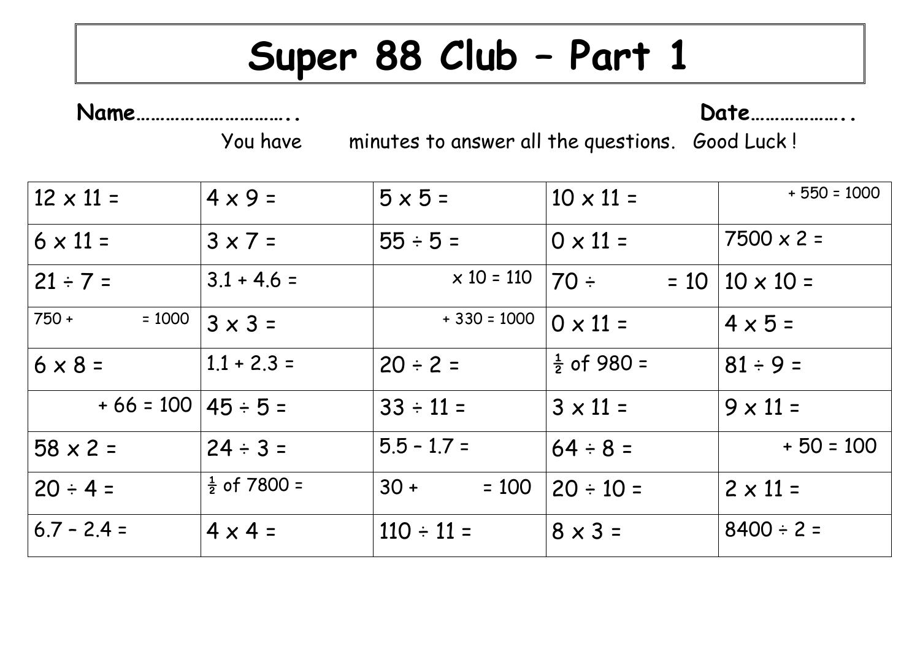# Super 88 Club – Part 1

**Name…………………………..** **Date………………..**

You have minutes to answer all the questions. Good Luck !

| | | | | |
|---|---|---|---|---|
| 12 x 11 = | 4 x 9 = | 5 x 5 = | 10 x 11 = | + 550 = 1000 |
| 6 x 11 = | 3 x 7 = | 55 ÷ 5 = | 0 x 11 = | 7500 x 2 = |
| 21 ÷ 7 = | 3.1 + 4.6 = | x 10 = 110 | 70 ÷ = 10 | 10 x 10 = |
| 750 + = 1000 | 3 x 3 = | + 330 = 1000 | 0 x 11 = | 4 x 5 = |
| 6 x 8 = | 1.1 + 2.3 = | 20 ÷ 2 = | ½ of 980 = | 81 ÷ 9 = |
| + 66 = 100 | 45 ÷ 5 = | 33 ÷ 11 = | 3 x 11 = | 9 x 11 = |
| 58 x 2 = | 24 ÷ 3 = | 5.5 – 1.7 = | 64 ÷ 8 = | + 50 = 100 |
| 20 ÷ 4 = | ½ of 7800 = | 30 + = 100 | 20 ÷ 10 = | 2 x 11 = |
| 6.7 – 2.4 = | 4 x 4 = | 110 ÷ 11 = | 8 x 3 = | 8400 ÷ 2 = |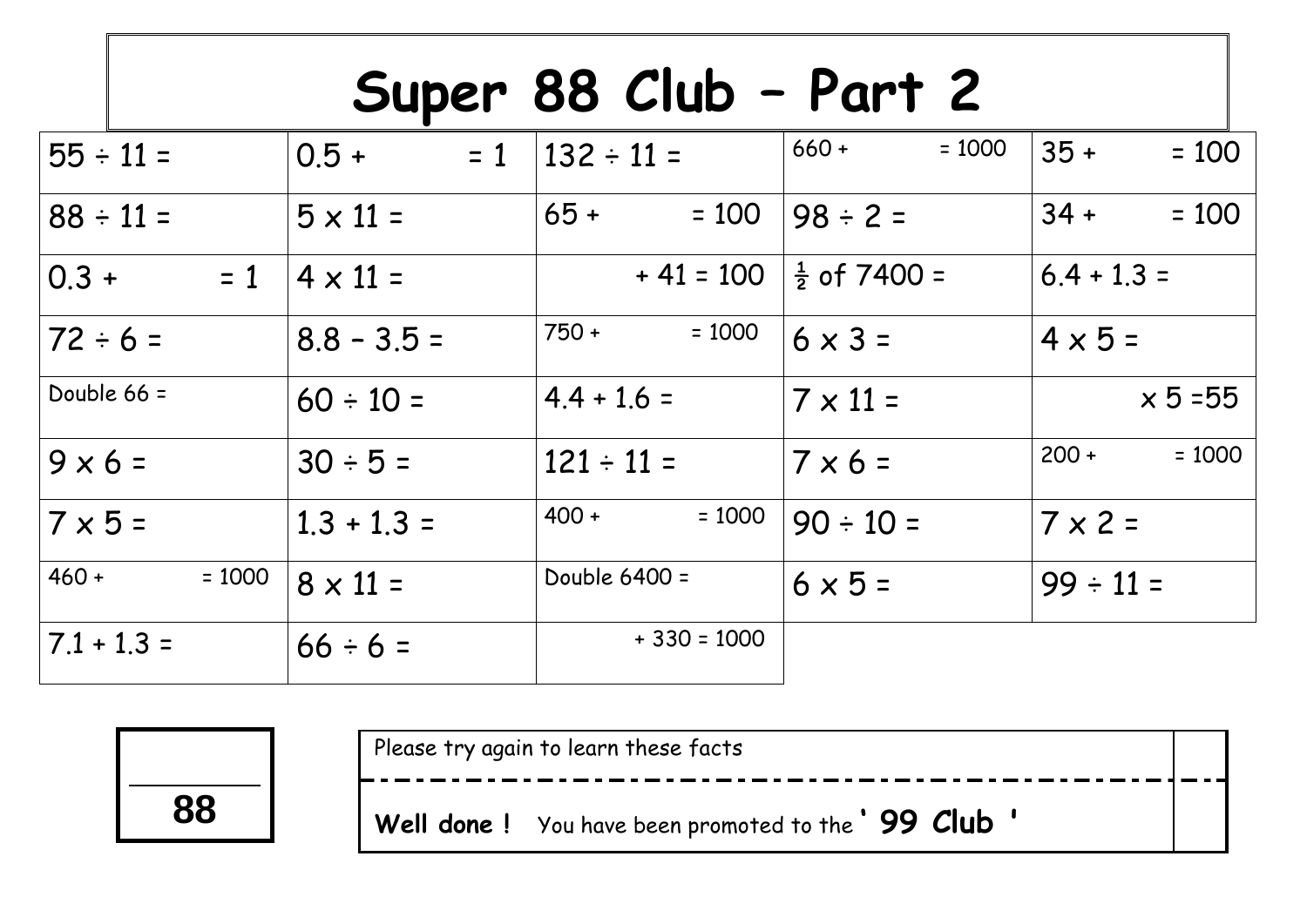# Super 88 Club – Part 2

| | | | | |
|---|---|---|---|---|
| 55 ÷ 11 = | 0.5 + = 1 | 132 ÷ 11 = | 660 + = 1000 | 35 + = 100 |
| 88 ÷ 11 = | 5 x 11 = | 65 + = 100 | 98 ÷ 2 = | 34 + = 100 |
| 0.3 + = 1 | 4 x 11 = | + 41 = 100 | ½ of 7400 = | 6.4 + 1.3 = |
| 72 ÷ 6 = | 8.8 – 3.5 = | 750 + = 1000 | 6 x 3 = | 4 x 5 = |
| Double 66 = | 60 ÷ 10 = | 4.4 + 1.6 = | 7 x 11 = | x 5 =55 |
| 9 x 6 = | 30 ÷ 5 = | 121 ÷ 11 = | 7 x 6 = | 200 + = 1000 |
| 7 x 5 = | 1.3 + 1.3 = | 400 + = 1000 | 90 ÷ 10 = | 7 x 2 = |
| 460 + = 1000 | 8 x 11 = | Double 6400 = | 6 x 5 = | 99 ÷ 11 = |
| 7.1 + 1.3 = | 66 ÷ 6 = | + 330 = 1000 | | |

______
**88**

Please try again to learn these facts

**Well done !** You have been promoted to the **' 99 Club '**